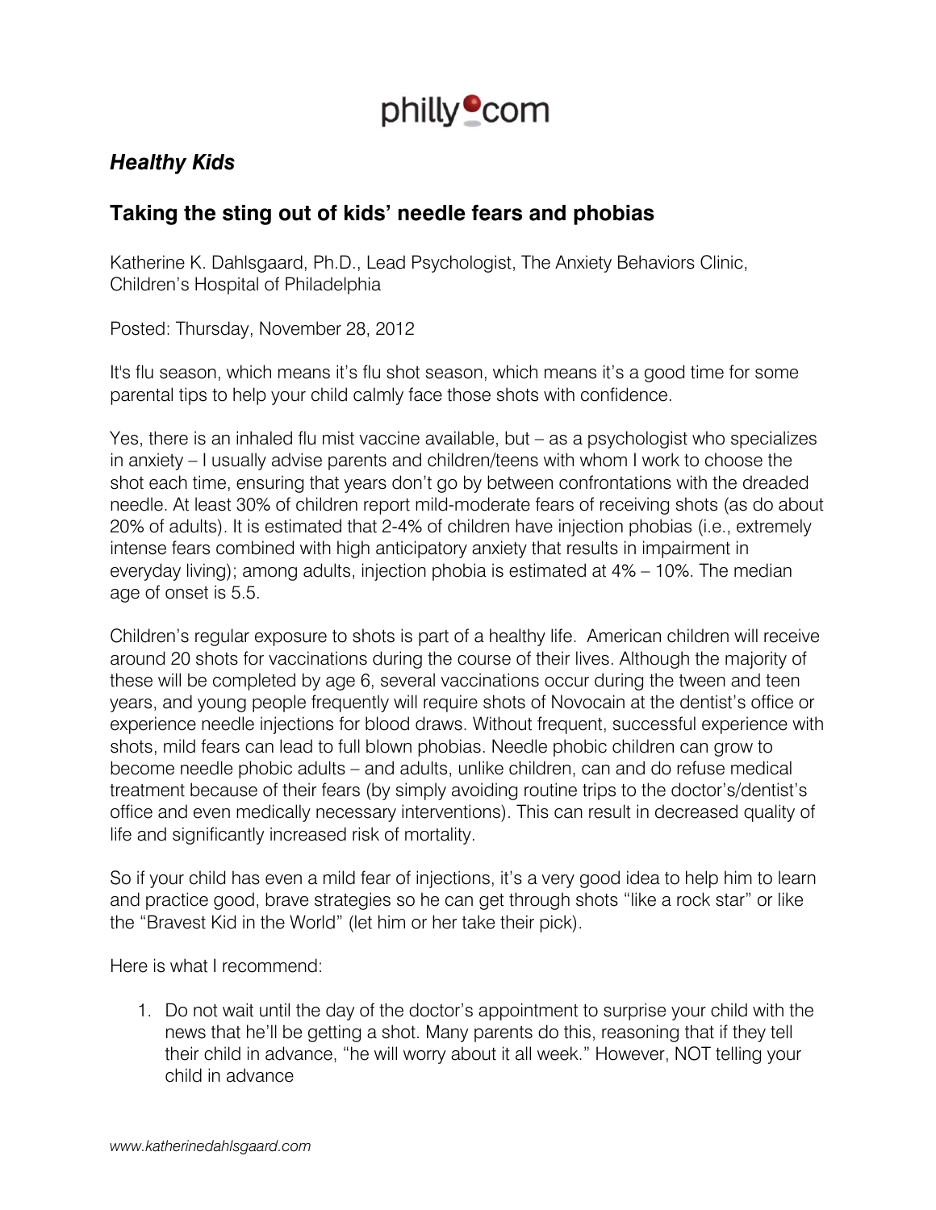philly.com

***Healthy Kids***

## Taking the sting out of kids' needle fears and phobias

Katherine K. Dahlsgaard, Ph.D., Lead Psychologist, The Anxiety Behaviors Clinic, Children's Hospital of Philadelphia

Posted: Thursday, November 28, 2012

It's flu season, which means it's flu shot season, which means it's a good time for some parental tips to help your child calmly face those shots with confidence.

Yes, there is an inhaled flu mist vaccine available, but – as a psychologist who specializes in anxiety – I usually advise parents and children/teens with whom I work to choose the shot each time, ensuring that years don't go by between confrontations with the dreaded needle. At least 30% of children report mild-moderate fears of receiving shots (as do about 20% of adults). It is estimated that 2-4% of children have injection phobias (i.e., extremely intense fears combined with high anticipatory anxiety that results in impairment in everyday living); among adults, injection phobia is estimated at 4% – 10%. The median age of onset is 5.5.

Children's regular exposure to shots is part of a healthy life. American children will receive around 20 shots for vaccinations during the course of their lives. Although the majority of these will be completed by age 6, several vaccinations occur during the tween and teen years, and young people frequently will require shots of Novocain at the dentist's office or experience needle injections for blood draws. Without frequent, successful experience with shots, mild fears can lead to full blown phobias. Needle phobic children can grow to become needle phobic adults – and adults, unlike children, can and do refuse medical treatment because of their fears (by simply avoiding routine trips to the doctor's/dentist's office and even medically necessary interventions). This can result in decreased quality of life and significantly increased risk of mortality.

So if your child has even a mild fear of injections, it's a very good idea to help him to learn and practice good, brave strategies so he can get through shots "like a rock star" or like the "Bravest Kid in the World" (let him or her take their pick).

Here is what I recommend:

1. Do not wait until the day of the doctor's appointment to surprise your child with the news that he'll be getting a shot. Many parents do this, reasoning that if they tell their child in advance, "he will worry about it all week." However, NOT telling your child in advance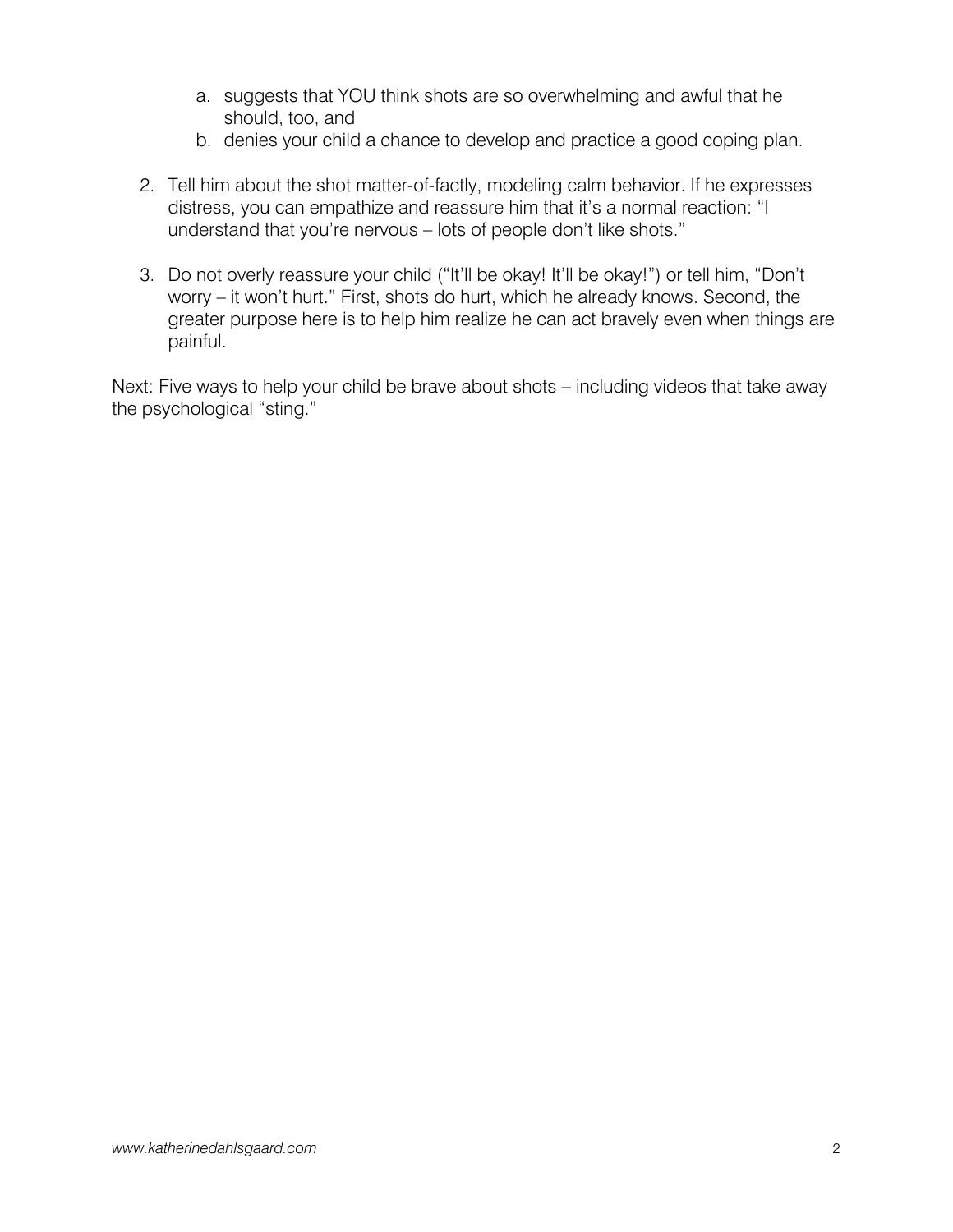a. suggests that YOU think shots are so overwhelming and awful that he should, too, and
   b. denies your child a chance to develop and practice a good coping plan.

2. Tell him about the shot matter-of-factly, modeling calm behavior. If he expresses distress, you can empathize and reassure him that it's a normal reaction: "I understand that you're nervous – lots of people don't like shots."

3. Do not overly reassure your child ("It'll be okay! It'll be okay!") or tell him, "Don't worry – it won't hurt." First, shots do hurt, which he already knows. Second, the greater purpose here is to help him realize he can act bravely even when things are painful.

Next: Five ways to help your child be brave about shots – including videos that take away the psychological "sting."